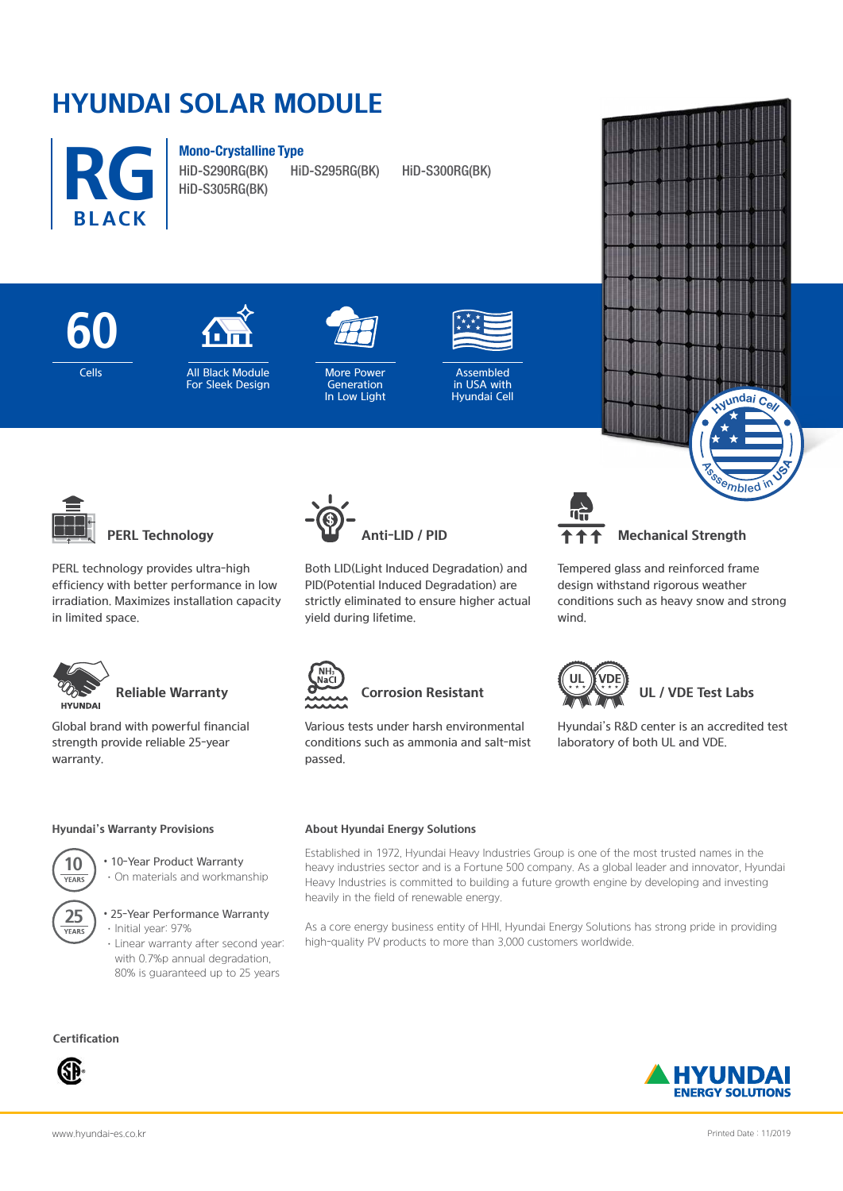# HYUNDAI SOLAR MODULE

**RG BLACK**

**Mono-Crystalline Type**

HiD-S290RG(BK) HiD-S295RG(BK) HiD-S300RG(BK)
HiD-S305RG(BK)

- **60** Cells
- All Black Module For Sleek Design
- More Power Generation In Low Light
- Assembled in USA with Hyundai Cell

Hyundai Cell Assembled in USA

### PERL Technology

PERL technology provides ultra-high efficiency with better performance in low irradiation. Maximizes installation capacity in limited space.

### Anti-LID / PID

Both LID(Light Induced Degradation) and PID(Potential Induced Degradation) are strictly eliminated to ensure higher actual yield during lifetime.

### Mechanical Strength

Tempered glass and reinforced frame design withstand rigorous weather conditions such as heavy snow and strong wind.

### Reliable Warranty

Global brand with powerful financial strength provide reliable 25-year warranty.

### Corrosion Resistant

Various tests under harsh environmental conditions such as ammonia and salt-mist passed.

### UL / VDE Test Labs

Hyundai's R&D center is an accredited test laboratory of both UL and VDE.

#### Hyundai's Warranty Provisions

- 10-Year Product Warranty
  - On materials and workmanship
- 25-Year Performance Warranty
  - Initial year: 97%
  - Linear warranty after second year: with 0.7%p annual degradation, 80% is guaranteed up to 25 years

#### About Hyundai Energy Solutions

Established in 1972, Hyundai Heavy Industries Group is one of the most trusted names in the heavy industries sector and is a Fortune 500 company. As a global leader and innovator, Hyundai Heavy Industries is committed to building a future growth engine by developing and investing heavily in the field of renewable energy.

As a core energy business entity of HHI, Hyundai Energy Solutions has strong pride in providing high-quality PV products to more than 3,000 customers worldwide.

#### Certification

HYUNDAI ENERGY SOLUTIONS

www.hyundai-es.co.kr

Printed Date : 11/2019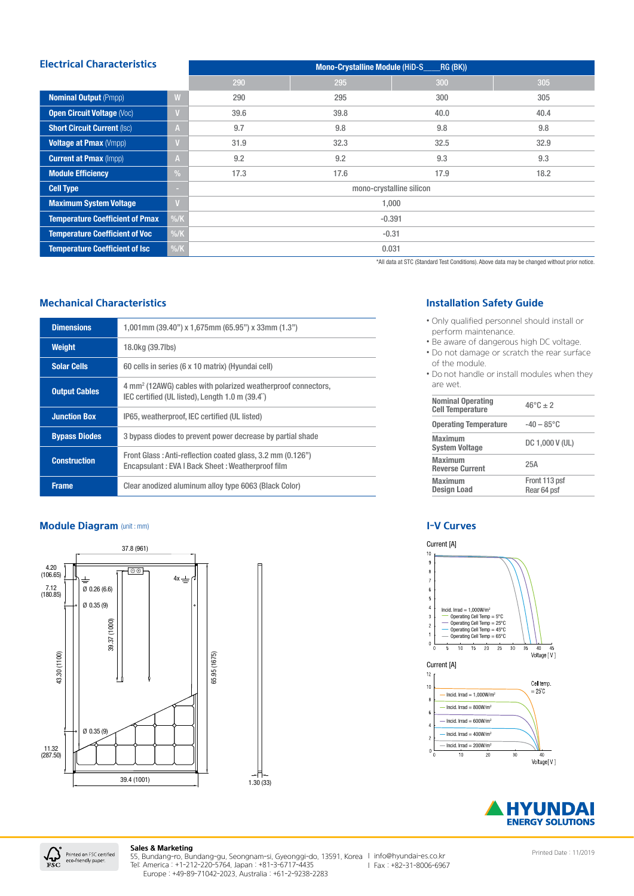## Electrical Characteristics

| | | Mono-Crystalline Module (HiD-S____RG (BK)) | | | |
|---|---|---|---|---|---|
| | | 290 | 295 | 300 | 305 |
| **Nominal Output** (Pmpp) | W | 290 | 295 | 300 | 305 |
| **Open Circuit Voltage** (Voc) | V | 39.6 | 39.8 | 40.0 | 40.4 |
| **Short Circuit Current** (Isc) | A | 9.7 | 9.8 | 9.8 | 9.8 |
| **Voltage at Pmax** (Vmpp) | V | 31.9 | 32.3 | 32.5 | 32.9 |
| **Current at Pmax** (Impp) | A | 9.2 | 9.2 | 9.3 | 9.3 |
| **Module Efficiency** | % | 17.3 | 17.6 | 17.9 | 18.2 |
| **Cell Type** | - | mono-crystalline silicon | | | |
| **Maximum System Voltage** | V | 1,000 | | | |
| **Temperature Coefficient of Pmax** | %/K | -0.391 | | | |
| **Temperature Coefficient of Voc** | %/K | -0.31 | | | |
| **Temperature Coefficient of Isc** | %/K | 0.031 | | | |

*All data at STC (Standard Test Conditions). Above data may be changed without prior notice.

## Mechanical Characteristics

| | |
|---|---|
| **Dimensions** | 1,001mm (39.40") x 1,675mm (65.95") x 33mm (1.3") |
| **Weight** | 18.0kg (39.7lbs) |
| **Solar Cells** | 60 cells in series (6 x 10 matrix) (Hyundai cell) |
| **Output Cables** | 4 mm² (12AWG) cables with polarized weatherproof connectors, IEC certified (UL listed), Length 1.0 m (39.4") |
| **Junction Box** | IP65, weatherproof, IEC certified (UL listed) |
| **Bypass Diodes** | 3 bypass diodes to prevent power decrease by partial shade |
| **Construction** | Front Glass : Anti-reflection coated glass, 3.2 mm (0.126")<br>Encapsulant : EVA I Back Sheet : Weatherproof film |
| **Frame** | Clear anodized aluminum alloy type 6063 (Black Color) |

## Installation Safety Guide

- Only qualified personnel should install or perform maintenance.
- Be aware of dangerous high DC voltage.
- Do not damage or scratch the rear surface of the module.
- Do not handle or install modules when they are wet.

| | |
|---|---|
| **Nominal Operating Cell Temperature** | 46°C ± 2 |
| **Operating Temperature** | -40 – 85°C |
| **Maximum System Voltage** | DC 1,000 V (UL) |
| **Maximum Reverse Current** | 25A |
| **Maximum Design Load** | Front 113 psf<br>Rear 64 psf |

## Module Diagram (unit : mm)

37.8 (961)
4.20 (106.65)
7.12 (180.85)
Ø 0.26 (6.6)
Ø 0.35 (9)
4x
39.37 (1000)
43.30 (1100)
65.95 (1675)
Ø 0.35 (9)
11.32 (287.50)
39.4 (1001)
1.30 (33)

## I-V Curves

Current [A]
Incid. Irrad = 1,000W/m²
Operating Cell Temp = 5°C
Operating Cell Temp = 25°C
Operating Cell Temp = 45°C
Operating Cell Temp = 65°C
Voltage [ V ]

Current [A]
Cell temp. = 25°C
Incid. Irrad = 1,000W/m²
Incid. Irrad = 800W/m²
Incid. Irrad = 600W/m²
Incid. Irrad = 400W/m²
Incid. Irrad = 200W/m²
Voltage [ V ]

HYUNDAI ENERGY SOLUTIONS

Printed on FSC certified eco-friendly paper.

**Sales & Marketing**
55, Bundang-ro, Bundang-gu, Seongnam-si, Gyeonggi-do, 13591, Korea | info@hyundai-es.co.kr
Tel: America : +1-212-220-5764, Japan : +81-3-6717-4435 | Fax : +82-31-8006-6967
Europe : +49-89-71042-2023, Australia : +61-2-9238-2283

Printed Date : 11/2019